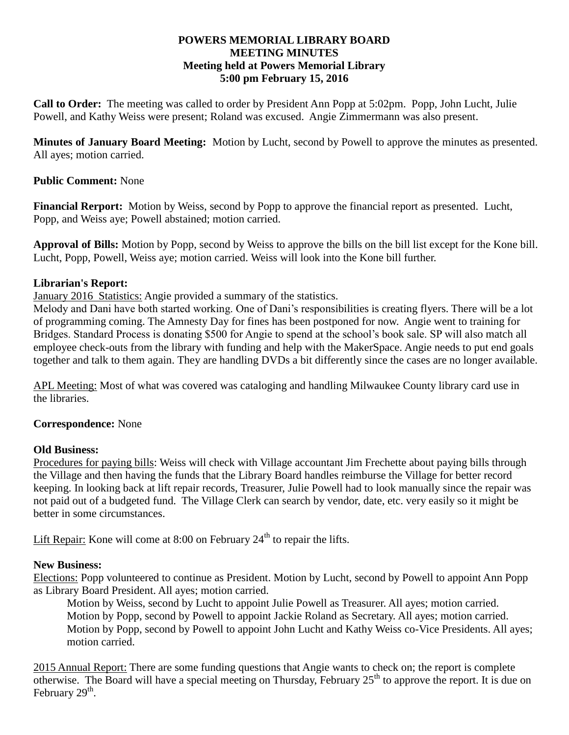**POWERS MEMORIAL LIBRARY BOARD**
**MEETING MINUTES**
**Meeting held at Powers Memorial Library**
**5:00 pm February 15, 2016**

**Call to Order:** The meeting was called to order by President Ann Popp at 5:02pm. Popp, John Lucht, Julie Powell, and Kathy Weiss were present; Roland was excused. Angie Zimmermann was also present.

**Minutes of January Board Meeting:** Motion by Lucht, second by Powell to approve the minutes as presented. All ayes; motion carried.

**Public Comment:** None

**Financial Rerport:** Motion by Weiss, second by Popp to approve the financial report as presented. Lucht, Popp, and Weiss aye; Powell abstained; motion carried.

**Approval of Bills:** Motion by Popp, second by Weiss to approve the bills on the bill list except for the Kone bill. Lucht, Popp, Powell, Weiss aye; motion carried. Weiss will look into the Kone bill further.

**Librarian's Report:**

January 2016 Statistics: Angie provided a summary of the statistics.

Melody and Dani have both started working. One of Dani's responsibilities is creating flyers. There will be a lot of programming coming. The Amnesty Day for fines has been postponed for now. Angie went to training for Bridges. Standard Process is donating $500 for Angie to spend at the school's book sale. SP will also match all employee check-outs from the library with funding and help with the MakerSpace. Angie needs to put end goals together and talk to them again. They are handling DVDs a bit differently since the cases are no longer available.

APL Meeting: Most of what was covered was cataloging and handling Milwaukee County library card use in the libraries.

**Correspondence:** None

**Old Business:**

Procedures for paying bills: Weiss will check with Village accountant Jim Frechette about paying bills through the Village and then having the funds that the Library Board handles reimburse the Village for better record keeping. In looking back at lift repair records, Treasurer, Julie Powell had to look manually since the repair was not paid out of a budgeted fund. The Village Clerk can search by vendor, date, etc. very easily so it might be better in some circumstances.

Lift Repair: Kone will come at 8:00 on February 24th to repair the lifts.

**New Business:**

Elections: Popp volunteered to continue as President. Motion by Lucht, second by Powell to appoint Ann Popp as Library Board President. All ayes; motion carried.

Motion by Weiss, second by Lucht to appoint Julie Powell as Treasurer. All ayes; motion carried.
Motion by Popp, second by Powell to appoint Jackie Roland as Secretary. All ayes; motion carried.
Motion by Popp, second by Powell to appoint John Lucht and Kathy Weiss co-Vice Presidents. All ayes; motion carried.

2015 Annual Report: There are some funding questions that Angie wants to check on; the report is complete otherwise. The Board will have a special meeting on Thursday, February 25th to approve the report. It is due on February 29th.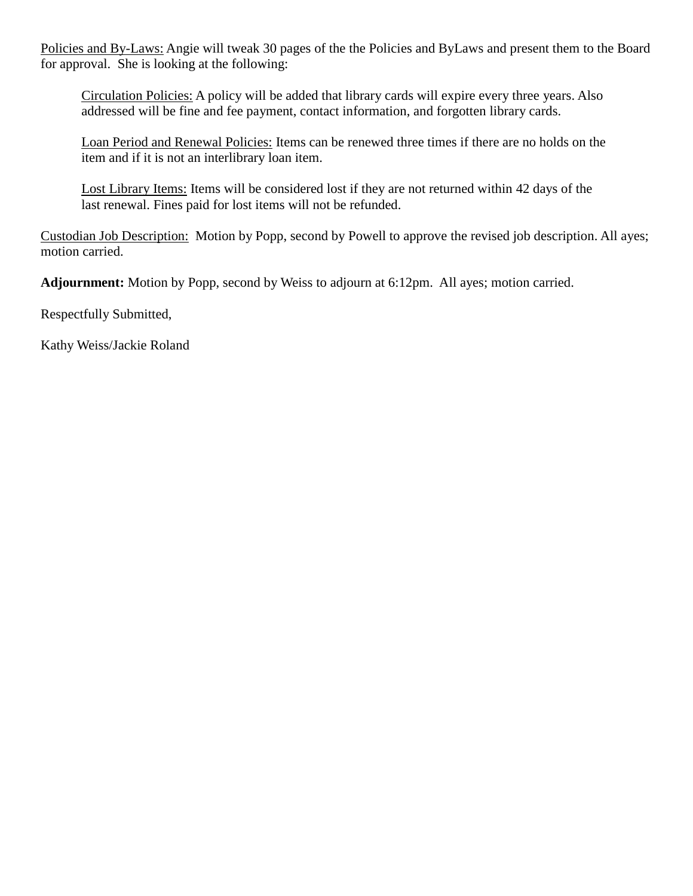<u>Policies and By-Laws:</u> Angie will tweak 30 pages of the the Policies and ByLaws and present them to the Board for approval. She is looking at the following:

> <u>Circulation Policies:</u> A policy will be added that library cards will expire every three years. Also addressed will be fine and fee payment, contact information, and forgotten library cards.
>
> <u>Loan Period and Renewal Policies:</u> Items can be renewed three times if there are no holds on the item and if it is not an interlibrary loan item.
>
> <u>Lost Library Items:</u> Items will be considered lost if they are not returned within 42 days of the last renewal. Fines paid for lost items will not be refunded.

<u>Custodian Job Description:</u> Motion by Popp, second by Powell to approve the revised job description. All ayes; motion carried.

**Adjournment:** Motion by Popp, second by Weiss to adjourn at 6:12pm. All ayes; motion carried.

Respectfully Submitted,

Kathy Weiss/Jackie Roland